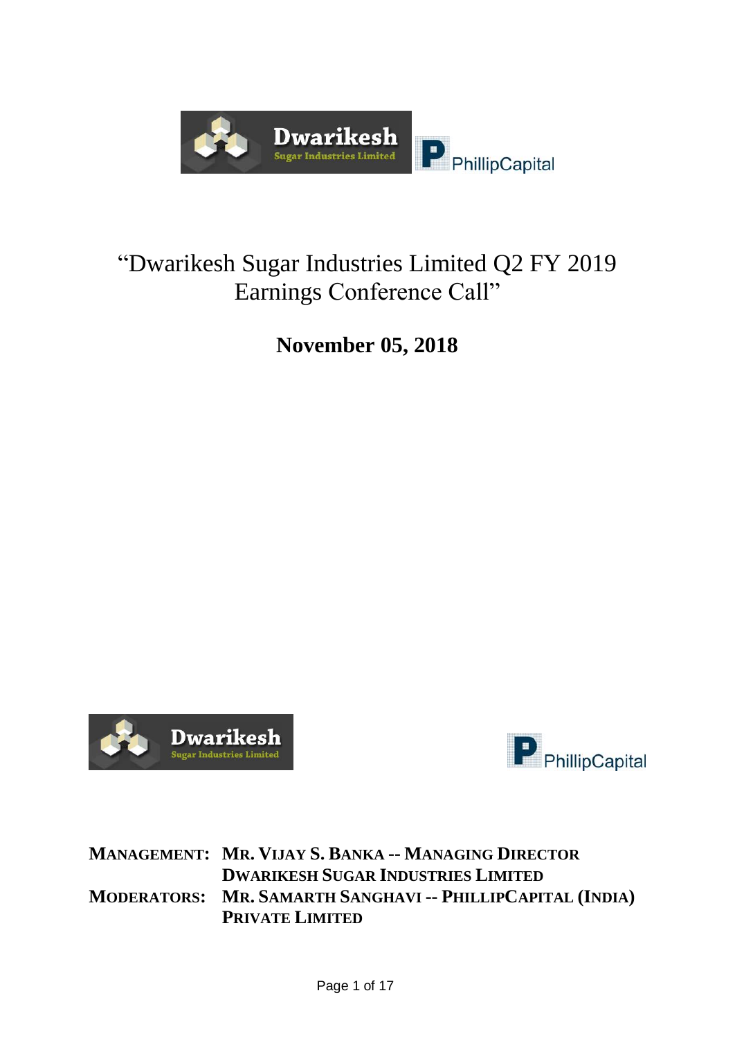# "Dwarikesh Sugar Industries Limited Q2 FY 2019 Earnings Conference Call"

**November 05, 2018**

**MANAGEMENT:** **MR. VIJAY S. BANKA -- MANAGING DIRECTOR DWARIKESH SUGAR INDUSTRIES LIMITED**

**MODERATORS:** **MR. SAMARTH SANGHAVI -- PHILLIPCAPITAL (INDIA) PRIVATE LIMITED**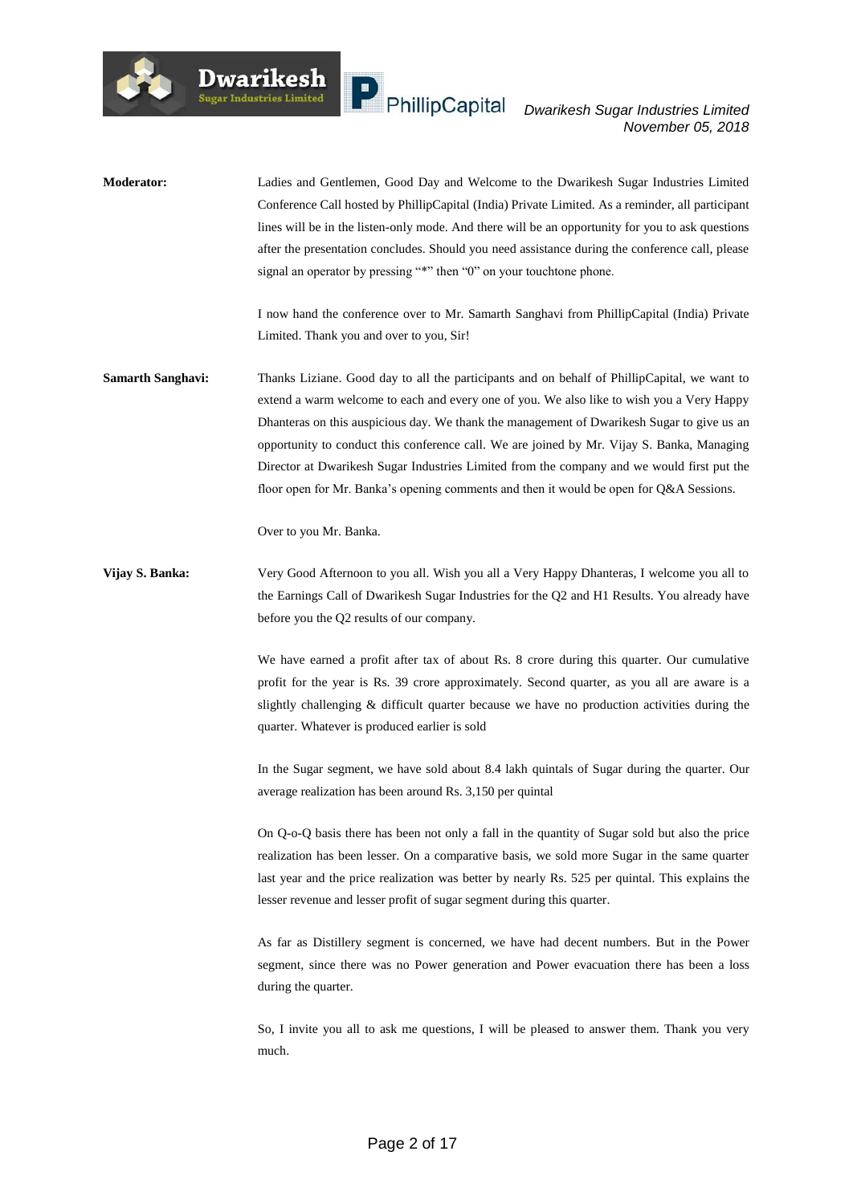**Moderator:** Ladies and Gentlemen, Good Day and Welcome to the Dwarikesh Sugar Industries Limited Conference Call hosted by PhillipCapital (India) Private Limited. As a reminder, all participant lines will be in the listen-only mode. And there will be an opportunity for you to ask questions after the presentation concludes. Should you need assistance during the conference call, please signal an operator by pressing "*" then "0" on your touchtone phone.

I now hand the conference over to Mr. Samarth Sanghavi from PhillipCapital (India) Private Limited. Thank you and over to you, Sir!

**Samarth Sanghavi:** Thanks Liziane. Good day to all the participants and on behalf of PhillipCapital, we want to extend a warm welcome to each and every one of you. We also like to wish you a Very Happy Dhanteras on this auspicious day. We thank the management of Dwarikesh Sugar to give us an opportunity to conduct this conference call. We are joined by Mr. Vijay S. Banka, Managing Director at Dwarikesh Sugar Industries Limited from the company and we would first put the floor open for Mr. Banka's opening comments and then it would be open for Q&A Sessions.

Over to you Mr. Banka.

**Vijay S. Banka:** Very Good Afternoon to you all. Wish you all a Very Happy Dhanteras, I welcome you all to the Earnings Call of Dwarikesh Sugar Industries for the Q2 and H1 Results. You already have before you the Q2 results of our company.

We have earned a profit after tax of about Rs. 8 crore during this quarter. Our cumulative profit for the year is Rs. 39 crore approximately. Second quarter, as you all are aware is a slightly challenging & difficult quarter because we have no production activities during the quarter. Whatever is produced earlier is sold

In the Sugar segment, we have sold about 8.4 lakh quintals of Sugar during the quarter. Our average realization has been around Rs. 3,150 per quintal

On Q-o-Q basis there has been not only a fall in the quantity of Sugar sold but also the price realization has been lesser. On a comparative basis, we sold more Sugar in the same quarter last year and the price realization was better by nearly Rs. 525 per quintal. This explains the lesser revenue and lesser profit of sugar segment during this quarter.

As far as Distillery segment is concerned, we have had decent numbers. But in the Power segment, since there was no Power generation and Power evacuation there has been a loss during the quarter.

So, I invite you all to ask me questions, I will be pleased to answer them. Thank you very much.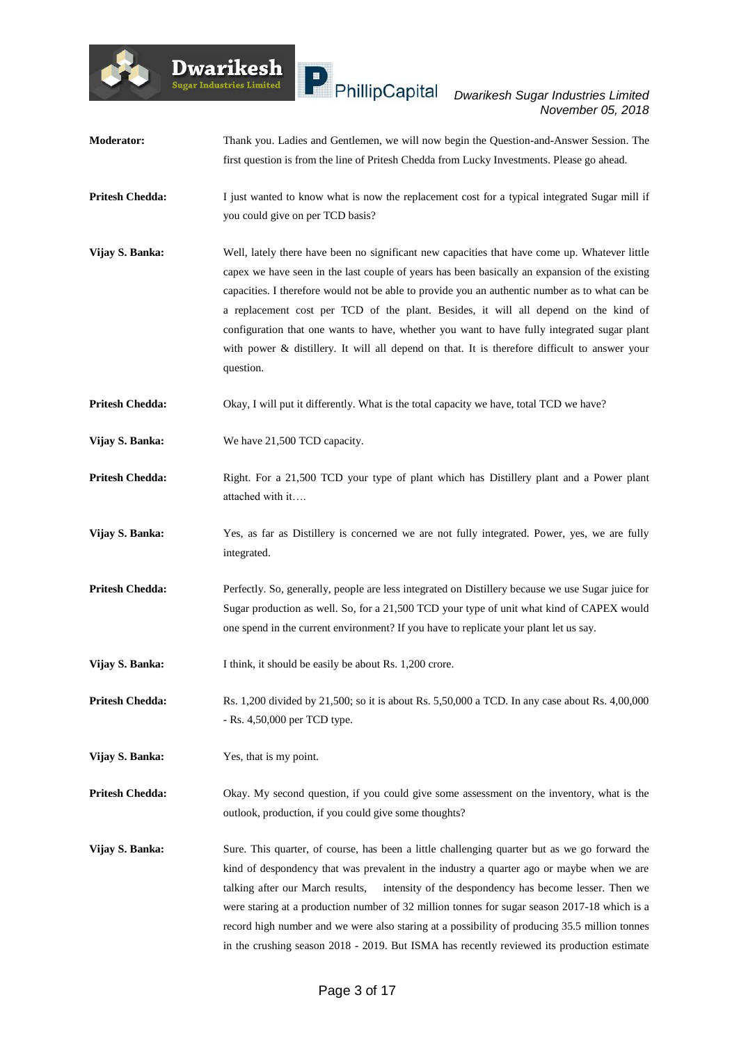**Moderator:** Thank you. Ladies and Gentlemen, we will now begin the Question-and-Answer Session. The first question is from the line of Pritesh Chedda from Lucky Investments. Please go ahead.

**Pritesh Chedda:** I just wanted to know what is now the replacement cost for a typical integrated Sugar mill if you could give on per TCD basis?

**Vijay S. Banka:** Well, lately there have been no significant new capacities that have come up. Whatever little capex we have seen in the last couple of years has been basically an expansion of the existing capacities. I therefore would not be able to provide you an authentic number as to what can be a replacement cost per TCD of the plant. Besides, it will all depend on the kind of configuration that one wants to have, whether you want to have fully integrated sugar plant with power & distillery. It will all depend on that. It is therefore difficult to answer your question.

**Pritesh Chedda:** Okay, I will put it differently. What is the total capacity we have, total TCD we have?

**Vijay S. Banka:** We have 21,500 TCD capacity.

**Pritesh Chedda:** Right. For a 21,500 TCD your type of plant which has Distillery plant and a Power plant attached with it….

**Vijay S. Banka:** Yes, as far as Distillery is concerned we are not fully integrated. Power, yes, we are fully integrated.

**Pritesh Chedda:** Perfectly. So, generally, people are less integrated on Distillery because we use Sugar juice for Sugar production as well. So, for a 21,500 TCD your type of unit what kind of CAPEX would one spend in the current environment? If you have to replicate your plant let us say.

**Vijay S. Banka:** I think, it should be easily be about Rs. 1,200 crore.

**Pritesh Chedda:** Rs. 1,200 divided by 21,500; so it is about Rs. 5,50,000 a TCD. In any case about Rs. 4,00,000 - Rs. 4,50,000 per TCD type.

**Vijay S. Banka:** Yes, that is my point.

**Pritesh Chedda:** Okay. My second question, if you could give some assessment on the inventory, what is the outlook, production, if you could give some thoughts?

**Vijay S. Banka:** Sure. This quarter, of course, has been a little challenging quarter but as we go forward the kind of despondency that was prevalent in the industry a quarter ago or maybe when we are talking after our March results, intensity of the despondency has become lesser. Then we were staring at a production number of 32 million tonnes for sugar season 2017-18 which is a record high number and we were also staring at a possibility of producing 35.5 million tonnes in the crushing season 2018 - 2019. But ISMA has recently reviewed its production estimate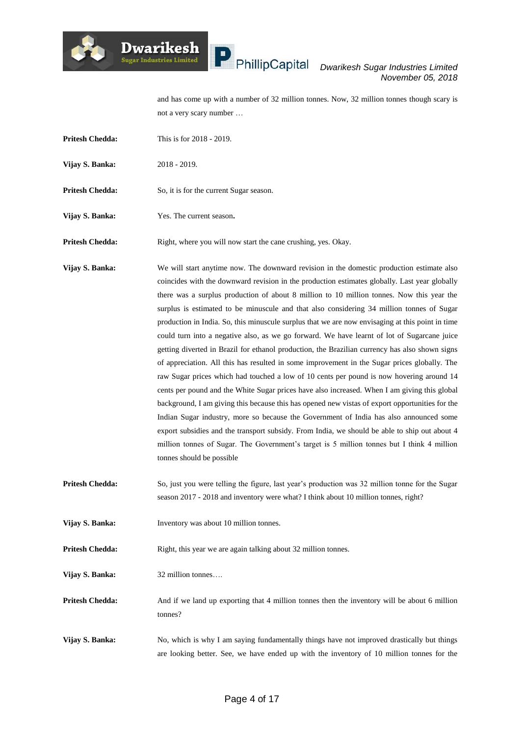and has come up with a number of 32 million tonnes. Now, 32 million tonnes though scary is not a very scary number …

**Pritesh Chedda:** This is for 2018 - 2019.

**Vijay S. Banka:** 2018 - 2019.

**Pritesh Chedda:** So, it is for the current Sugar season.

**Vijay S. Banka:** Yes. The current season.

**Pritesh Chedda:** Right, where you will now start the cane crushing, yes. Okay.

**Vijay S. Banka:** We will start anytime now. The downward revision in the domestic production estimate also coincides with the downward revision in the production estimates globally. Last year globally there was a surplus production of about 8 million to 10 million tonnes. Now this year the surplus is estimated to be minuscule and that also considering 34 million tonnes of Sugar production in India. So, this minuscule surplus that we are now envisaging at this point in time could turn into a negative also, as we go forward. We have learnt of lot of Sugarcane juice getting diverted in Brazil for ethanol production, the Brazilian currency has also shown signs of appreciation. All this has resulted in some improvement in the Sugar prices globally. The raw Sugar prices which had touched a low of 10 cents per pound is now hovering around 14 cents per pound and the White Sugar prices have also increased. When I am giving this global background, I am giving this because this has opened new vistas of export opportunities for the Indian Sugar industry, more so because the Government of India has also announced some export subsidies and the transport subsidy. From India, we should be able to ship out about 4 million tonnes of Sugar. The Government's target is 5 million tonnes but I think 4 million tonnes should be possible

**Pritesh Chedda:** So, just you were telling the figure, last year's production was 32 million tonne for the Sugar season 2017 - 2018 and inventory were what? I think about 10 million tonnes, right?

**Vijay S. Banka:** Inventory was about 10 million tonnes.

**Pritesh Chedda:** Right, this year we are again talking about 32 million tonnes.

**Vijay S. Banka:** 32 million tonnes….

**Pritesh Chedda:** And if we land up exporting that 4 million tonnes then the inventory will be about 6 million tonnes?

**Vijay S. Banka:** No, which is why I am saying fundamentally things have not improved drastically but things are looking better. See, we have ended up with the inventory of 10 million tonnes for the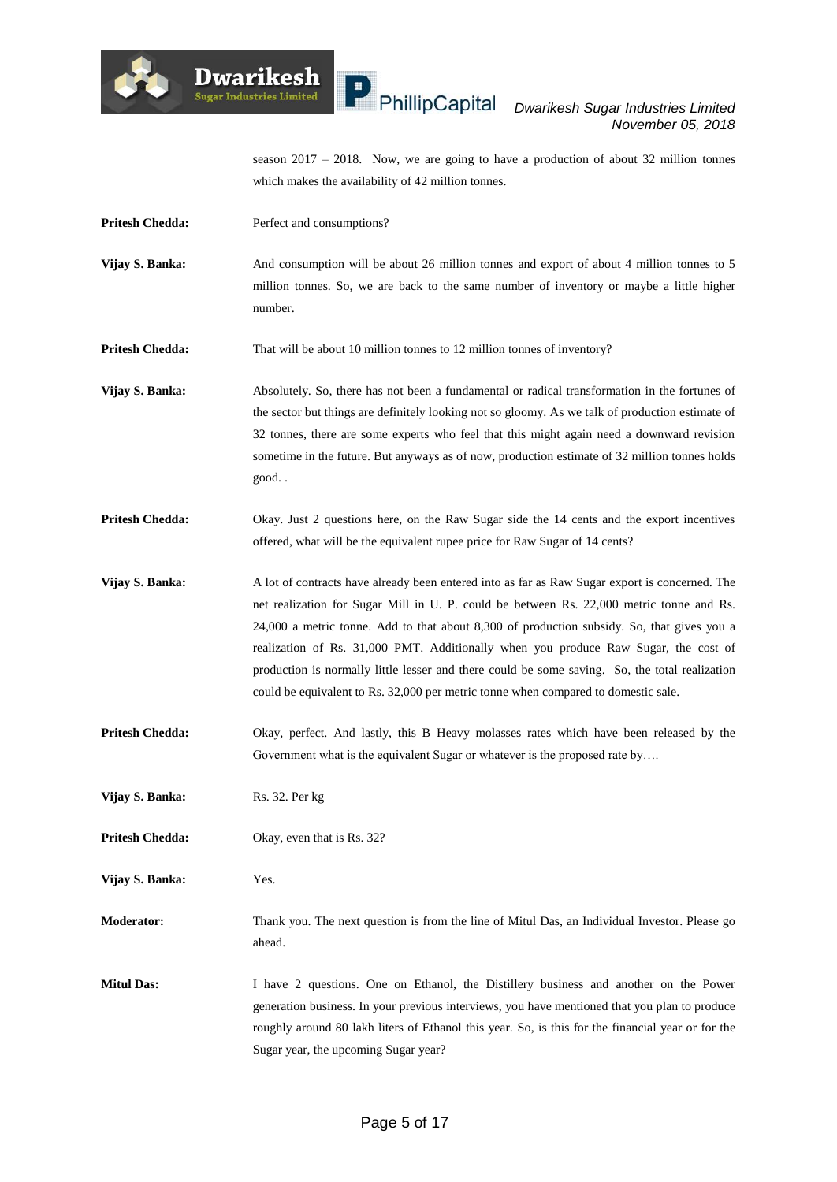season 2017 – 2018. Now, we are going to have a production of about 32 million tonnes which makes the availability of 42 million tonnes.

**Pritesh Chedda:** Perfect and consumptions?

**Vijay S. Banka:** And consumption will be about 26 million tonnes and export of about 4 million tonnes to 5 million tonnes. So, we are back to the same number of inventory or maybe a little higher number.

**Pritesh Chedda:** That will be about 10 million tonnes to 12 million tonnes of inventory?

**Vijay S. Banka:** Absolutely. So, there has not been a fundamental or radical transformation in the fortunes of the sector but things are definitely looking not so gloomy. As we talk of production estimate of 32 tonnes, there are some experts who feel that this might again need a downward revision sometime in the future. But anyways as of now, production estimate of 32 million tonnes holds good. .

**Pritesh Chedda:** Okay. Just 2 questions here, on the Raw Sugar side the 14 cents and the export incentives offered, what will be the equivalent rupee price for Raw Sugar of 14 cents?

**Vijay S. Banka:** A lot of contracts have already been entered into as far as Raw Sugar export is concerned. The net realization for Sugar Mill in U. P. could be between Rs. 22,000 metric tonne and Rs. 24,000 a metric tonne. Add to that about 8,300 of production subsidy. So, that gives you a realization of Rs. 31,000 PMT. Additionally when you produce Raw Sugar, the cost of production is normally little lesser and there could be some saving. So, the total realization could be equivalent to Rs. 32,000 per metric tonne when compared to domestic sale.

**Pritesh Chedda:** Okay, perfect. And lastly, this B Heavy molasses rates which have been released by the Government what is the equivalent Sugar or whatever is the proposed rate by….

**Vijay S. Banka:** Rs. 32. Per kg

**Pritesh Chedda:** Okay, even that is Rs. 32?

**Vijay S. Banka:** Yes.

**Moderator:** Thank you. The next question is from the line of Mitul Das, an Individual Investor. Please go ahead.

**Mitul Das:** I have 2 questions. One on Ethanol, the Distillery business and another on the Power generation business. In your previous interviews, you have mentioned that you plan to produce roughly around 80 lakh liters of Ethanol this year. So, is this for the financial year or for the Sugar year, the upcoming Sugar year?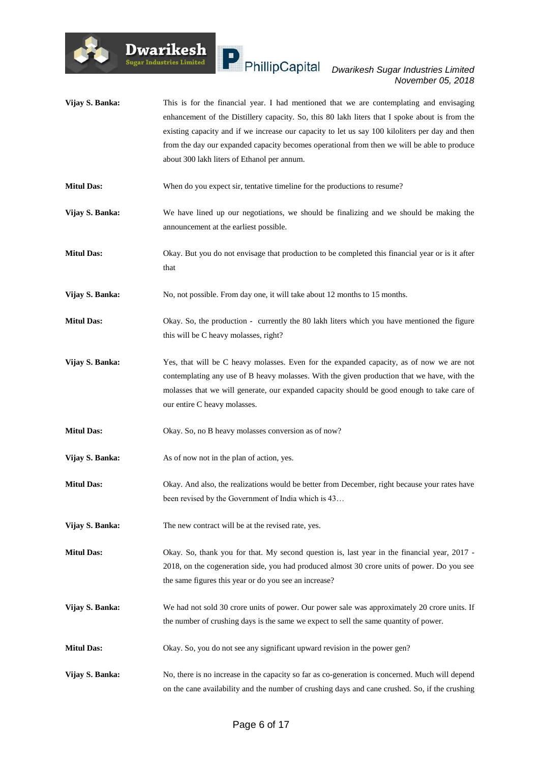**Vijay S. Banka:** This is for the financial year. I had mentioned that we are contemplating and envisaging enhancement of the Distillery capacity. So, this 80 lakh liters that I spoke about is from the existing capacity and if we increase our capacity to let us say 100 kiloliters per day and then from the day our expanded capacity becomes operational from then we will be able to produce about 300 lakh liters of Ethanol per annum.

**Mitul Das:** When do you expect sir, tentative timeline for the productions to resume?

**Vijay S. Banka:** We have lined up our negotiations, we should be finalizing and we should be making the announcement at the earliest possible.

**Mitul Das:** Okay. But you do not envisage that production to be completed this financial year or is it after that

**Vijay S. Banka:** No, not possible. From day one, it will take about 12 months to 15 months.

**Mitul Das:** Okay. So, the production - currently the 80 lakh liters which you have mentioned the figure this will be C heavy molasses, right?

**Vijay S. Banka:** Yes, that will be C heavy molasses. Even for the expanded capacity, as of now we are not contemplating any use of B heavy molasses. With the given production that we have, with the molasses that we will generate, our expanded capacity should be good enough to take care of our entire C heavy molasses.

**Mitul Das:** Okay. So, no B heavy molasses conversion as of now?

**Vijay S. Banka:** As of now not in the plan of action, yes.

**Mitul Das:** Okay. And also, the realizations would be better from December, right because your rates have been revised by the Government of India which is 43…

**Vijay S. Banka:** The new contract will be at the revised rate, yes.

**Mitul Das:** Okay. So, thank you for that. My second question is, last year in the financial year, 2017 - 2018, on the cogeneration side, you had produced almost 30 crore units of power. Do you see the same figures this year or do you see an increase?

**Vijay S. Banka:** We had not sold 30 crore units of power. Our power sale was approximately 20 crore units. If the number of crushing days is the same we expect to sell the same quantity of power.

**Mitul Das:** Okay. So, you do not see any significant upward revision in the power gen?

**Vijay S. Banka:** No, there is no increase in the capacity so far as co-generation is concerned. Much will depend on the cane availability and the number of crushing days and cane crushed. So, if the crushing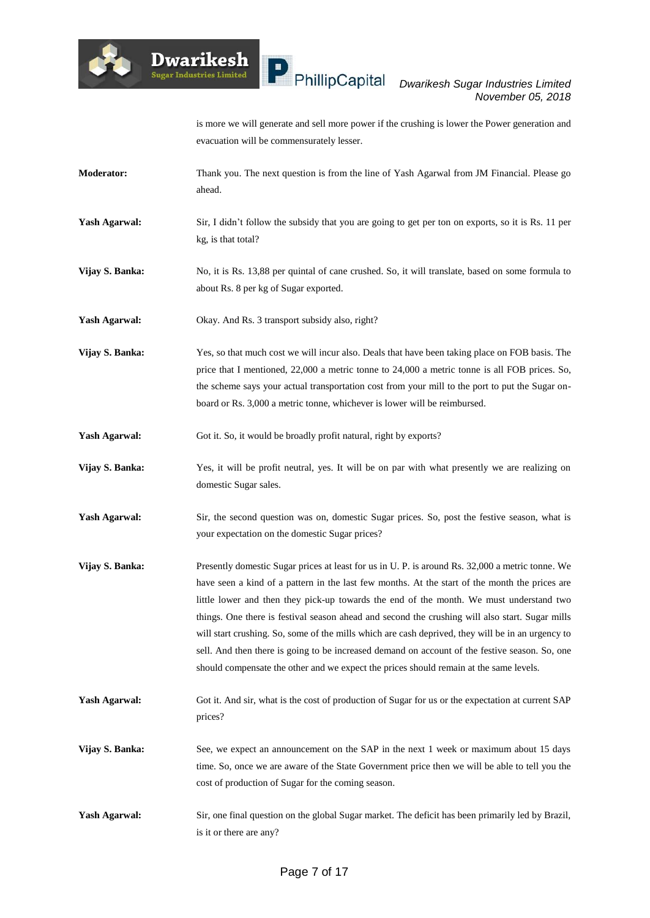is more we will generate and sell more power if the crushing is lower the Power generation and evacuation will be commensurately lesser.

**Moderator:** Thank you. The next question is from the line of Yash Agarwal from JM Financial. Please go ahead.

**Yash Agarwal:** Sir, I didn't follow the subsidy that you are going to get per ton on exports, so it is Rs. 11 per kg, is that total?

**Vijay S. Banka:** No, it is Rs. 13,88 per quintal of cane crushed. So, it will translate, based on some formula to about Rs. 8 per kg of Sugar exported.

**Yash Agarwal:** Okay. And Rs. 3 transport subsidy also, right?

**Vijay S. Banka:** Yes, so that much cost we will incur also. Deals that have been taking place on FOB basis. The price that I mentioned, 22,000 a metric tonne to 24,000 a metric tonne is all FOB prices. So, the scheme says your actual transportation cost from your mill to the port to put the Sugar on-board or Rs. 3,000 a metric tonne, whichever is lower will be reimbursed.

**Yash Agarwal:** Got it. So, it would be broadly profit natural, right by exports?

**Vijay S. Banka:** Yes, it will be profit neutral, yes. It will be on par with what presently we are realizing on domestic Sugar sales.

**Yash Agarwal:** Sir, the second question was on, domestic Sugar prices. So, post the festive season, what is your expectation on the domestic Sugar prices?

**Vijay S. Banka:** Presently domestic Sugar prices at least for us in U. P. is around Rs. 32,000 a metric tonne. We have seen a kind of a pattern in the last few months. At the start of the month the prices are little lower and then they pick-up towards the end of the month. We must understand two things. One there is festival season ahead and second the crushing will also start. Sugar mills will start crushing. So, some of the mills which are cash deprived, they will be in an urgency to sell. And then there is going to be increased demand on account of the festive season. So, one should compensate the other and we expect the prices should remain at the same levels.

**Yash Agarwal:** Got it. And sir, what is the cost of production of Sugar for us or the expectation at current SAP prices?

**Vijay S. Banka:** See, we expect an announcement on the SAP in the next 1 week or maximum about 15 days time. So, once we are aware of the State Government price then we will be able to tell you the cost of production of Sugar for the coming season.

**Yash Agarwal:** Sir, one final question on the global Sugar market. The deficit has been primarily led by Brazil, is it or there are any?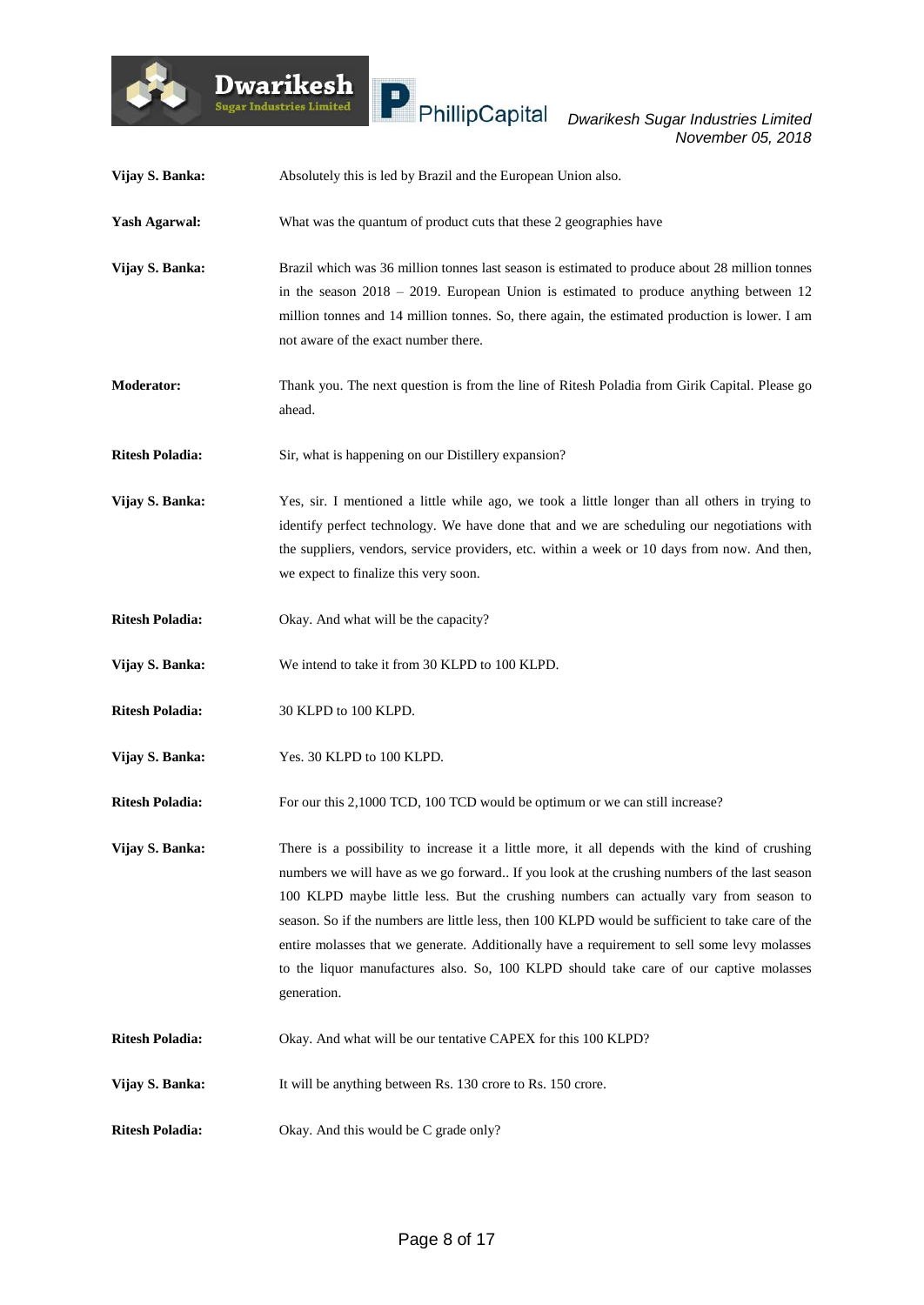**Vijay S. Banka:** Absolutely this is led by Brazil and the European Union also.

**Yash Agarwal:** What was the quantum of product cuts that these 2 geographies have

**Vijay S. Banka:** Brazil which was 36 million tonnes last season is estimated to produce about 28 million tonnes in the season 2018 – 2019. European Union is estimated to produce anything between 12 million tonnes and 14 million tonnes. So, there again, the estimated production is lower. I am not aware of the exact number there.

**Moderator:** Thank you. The next question is from the line of Ritesh Poladia from Girik Capital. Please go ahead.

**Ritesh Poladia:** Sir, what is happening on our Distillery expansion?

**Vijay S. Banka:** Yes, sir. I mentioned a little while ago, we took a little longer than all others in trying to identify perfect technology. We have done that and we are scheduling our negotiations with the suppliers, vendors, service providers, etc. within a week or 10 days from now. And then, we expect to finalize this very soon.

**Ritesh Poladia:** Okay. And what will be the capacity?

**Vijay S. Banka:** We intend to take it from 30 KLPD to 100 KLPD.

**Ritesh Poladia:** 30 KLPD to 100 KLPD.

**Vijay S. Banka:** Yes. 30 KLPD to 100 KLPD.

**Ritesh Poladia:** For our this 2,1000 TCD, 100 TCD would be optimum or we can still increase?

**Vijay S. Banka:** There is a possibility to increase it a little more, it all depends with the kind of crushing numbers we will have as we go forward.. If you look at the crushing numbers of the last season 100 KLPD maybe little less. But the crushing numbers can actually vary from season to season. So if the numbers are little less, then 100 KLPD would be sufficient to take care of the entire molasses that we generate. Additionally have a requirement to sell some levy molasses to the liquor manufactures also. So, 100 KLPD should take care of our captive molasses generation.

**Ritesh Poladia:** Okay. And what will be our tentative CAPEX for this 100 KLPD?

**Vijay S. Banka:** It will be anything between Rs. 130 crore to Rs. 150 crore.

**Ritesh Poladia:** Okay. And this would be C grade only?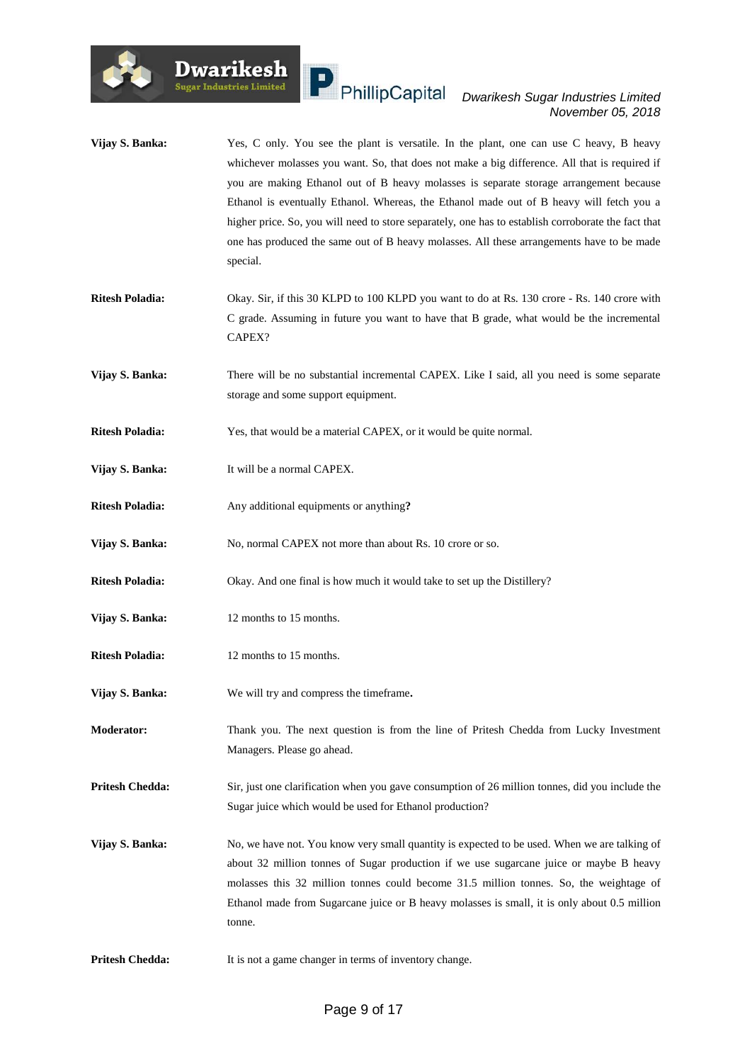**Vijay S. Banka:** Yes, C only. You see the plant is versatile. In the plant, one can use C heavy, B heavy whichever molasses you want. So, that does not make a big difference. All that is required if you are making Ethanol out of B heavy molasses is separate storage arrangement because Ethanol is eventually Ethanol. Whereas, the Ethanol made out of B heavy will fetch you a higher price. So, you will need to store separately, one has to establish corroborate the fact that one has produced the same out of B heavy molasses. All these arrangements have to be made special.

**Ritesh Poladia:** Okay. Sir, if this 30 KLPD to 100 KLPD you want to do at Rs. 130 crore - Rs. 140 crore with C grade. Assuming in future you want to have that B grade, what would be the incremental CAPEX?

**Vijay S. Banka:** There will be no substantial incremental CAPEX. Like I said, all you need is some separate storage and some support equipment.

**Ritesh Poladia:** Yes, that would be a material CAPEX, or it would be quite normal.

**Vijay S. Banka:** It will be a normal CAPEX.

**Ritesh Poladia:** Any additional equipments or anything**?**

**Vijay S. Banka:** No, normal CAPEX not more than about Rs. 10 crore or so.

**Ritesh Poladia:** Okay. And one final is how much it would take to set up the Distillery?

**Vijay S. Banka:** 12 months to 15 months.

**Ritesh Poladia:** 12 months to 15 months.

**Vijay S. Banka:** We will try and compress the timeframe**.**

**Moderator:** Thank you. The next question is from the line of Pritesh Chedda from Lucky Investment Managers. Please go ahead.

**Pritesh Chedda:** Sir, just one clarification when you gave consumption of 26 million tonnes, did you include the Sugar juice which would be used for Ethanol production?

**Vijay S. Banka:** No, we have not. You know very small quantity is expected to be used. When we are talking of about 32 million tonnes of Sugar production if we use sugarcane juice or maybe B heavy molasses this 32 million tonnes could become 31.5 million tonnes. So, the weightage of Ethanol made from Sugarcane juice or B heavy molasses is small, it is only about 0.5 million tonne.

**Pritesh Chedda:** It is not a game changer in terms of inventory change.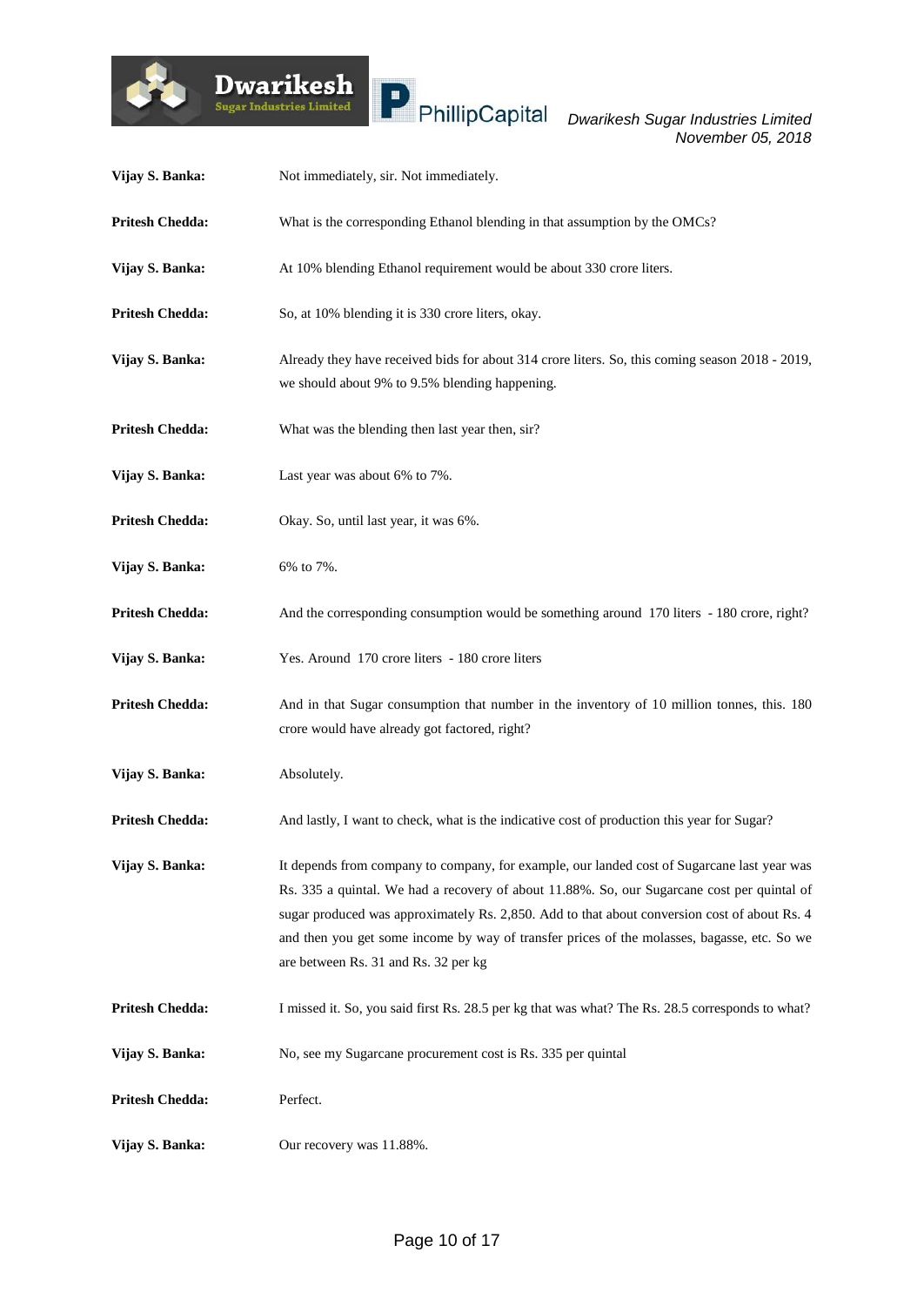**Vijay S. Banka:** Not immediately, sir. Not immediately.

**Pritesh Chedda:** What is the corresponding Ethanol blending in that assumption by the OMCs?

**Vijay S. Banka:** At 10% blending Ethanol requirement would be about 330 crore liters.

**Pritesh Chedda:** So, at 10% blending it is 330 crore liters, okay.

**Vijay S. Banka:** Already they have received bids for about 314 crore liters. So, this coming season 2018 - 2019, we should about 9% to 9.5% blending happening.

**Pritesh Chedda:** What was the blending then last year then, sir?

**Vijay S. Banka:** Last year was about 6% to 7%.

**Pritesh Chedda:** Okay. So, until last year, it was 6%.

**Vijay S. Banka:** 6% to 7%.

**Pritesh Chedda:** And the corresponding consumption would be something around 170 liters - 180 crore, right?

**Vijay S. Banka:** Yes. Around 170 crore liters - 180 crore liters

**Pritesh Chedda:** And in that Sugar consumption that number in the inventory of 10 million tonnes, this. 180 crore would have already got factored, right?

**Vijay S. Banka:** Absolutely.

**Pritesh Chedda:** And lastly, I want to check, what is the indicative cost of production this year for Sugar?

**Vijay S. Banka:** It depends from company to company, for example, our landed cost of Sugarcane last year was Rs. 335 a quintal. We had a recovery of about 11.88%. So, our Sugarcane cost per quintal of sugar produced was approximately Rs. 2,850. Add to that about conversion cost of about Rs. 4 and then you get some income by way of transfer prices of the molasses, bagasse, etc. So we are between Rs. 31 and Rs. 32 per kg

**Pritesh Chedda:** I missed it. So, you said first Rs. 28.5 per kg that was what? The Rs. 28.5 corresponds to what?

**Vijay S. Banka:** No, see my Sugarcane procurement cost is Rs. 335 per quintal

**Pritesh Chedda:** Perfect.

**Vijay S. Banka:** Our recovery was 11.88%.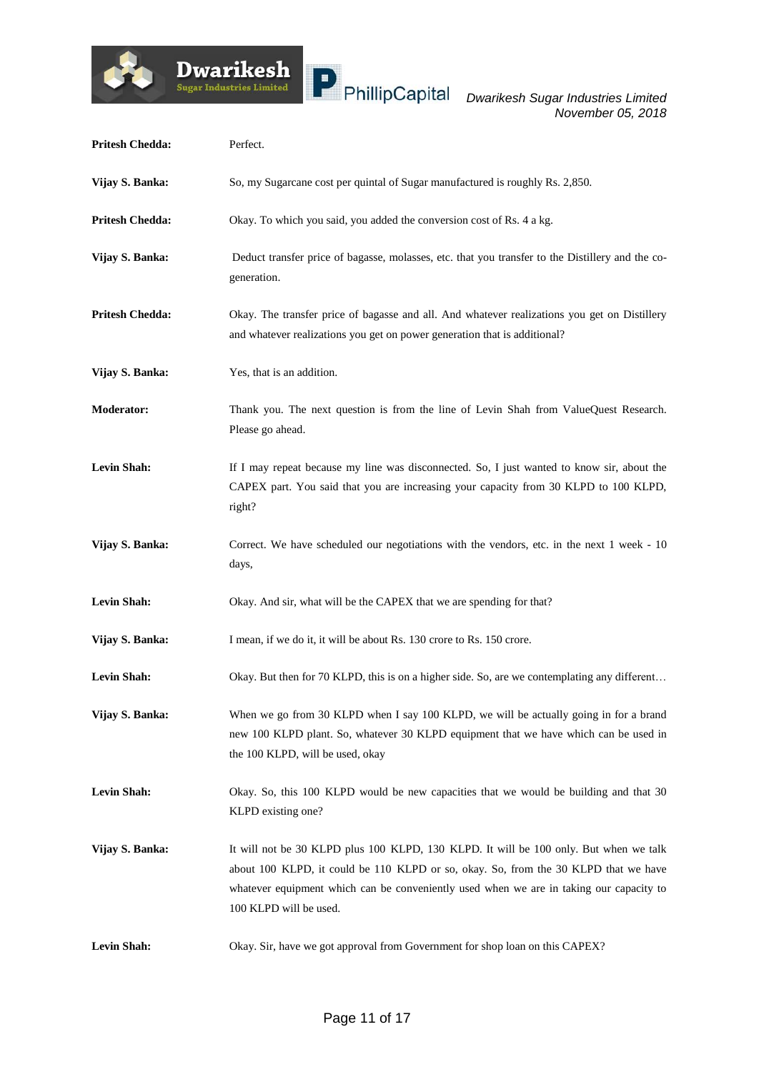**Pritesh Chedda:** Perfect.

**Vijay S. Banka:** So, my Sugarcane cost per quintal of Sugar manufactured is roughly Rs. 2,850.

**Pritesh Chedda:** Okay. To which you said, you added the conversion cost of Rs. 4 a kg.

**Vijay S. Banka:** Deduct transfer price of bagasse, molasses, etc. that you transfer to the Distillery and the co-generation.

**Pritesh Chedda:** Okay. The transfer price of bagasse and all. And whatever realizations you get on Distillery and whatever realizations you get on power generation that is additional?

**Vijay S. Banka:** Yes, that is an addition.

**Moderator:** Thank you. The next question is from the line of Levin Shah from ValueQuest Research. Please go ahead.

**Levin Shah:** If I may repeat because my line was disconnected. So, I just wanted to know sir, about the CAPEX part. You said that you are increasing your capacity from 30 KLPD to 100 KLPD, right?

**Vijay S. Banka:** Correct. We have scheduled our negotiations with the vendors, etc. in the next 1 week - 10 days,

**Levin Shah:** Okay. And sir, what will be the CAPEX that we are spending for that?

**Vijay S. Banka:** I mean, if we do it, it will be about Rs. 130 crore to Rs. 150 crore.

**Levin Shah:** Okay. But then for 70 KLPD, this is on a higher side. So, are we contemplating any different…

**Vijay S. Banka:** When we go from 30 KLPD when I say 100 KLPD, we will be actually going in for a brand new 100 KLPD plant. So, whatever 30 KLPD equipment that we have which can be used in the 100 KLPD, will be used, okay

**Levin Shah:** Okay. So, this 100 KLPD would be new capacities that we would be building and that 30 KLPD existing one?

**Vijay S. Banka:** It will not be 30 KLPD plus 100 KLPD, 130 KLPD. It will be 100 only. But when we talk about 100 KLPD, it could be 110 KLPD or so, okay. So, from the 30 KLPD that we have whatever equipment which can be conveniently used when we are in taking our capacity to 100 KLPD will be used.

**Levin Shah:** Okay. Sir, have we got approval from Government for shop loan on this CAPEX?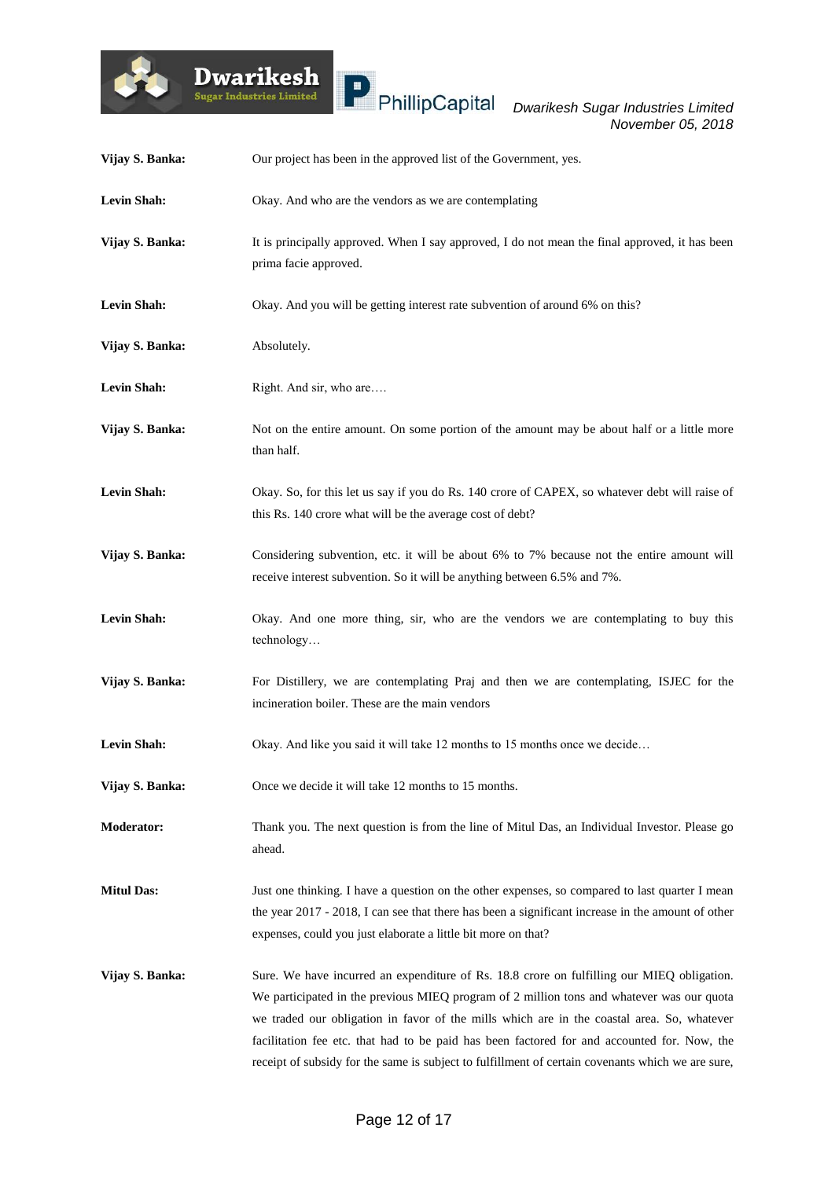**Vijay S. Banka:** Our project has been in the approved list of the Government, yes.

**Levin Shah:** Okay. And who are the vendors as we are contemplating

**Vijay S. Banka:** It is principally approved. When I say approved, I do not mean the final approved, it has been prima facie approved.

**Levin Shah:** Okay. And you will be getting interest rate subvention of around 6% on this?

**Vijay S. Banka:** Absolutely.

**Levin Shah:** Right. And sir, who are….

**Vijay S. Banka:** Not on the entire amount. On some portion of the amount may be about half or a little more than half.

**Levin Shah:** Okay. So, for this let us say if you do Rs. 140 crore of CAPEX, so whatever debt will raise of this Rs. 140 crore what will be the average cost of debt?

**Vijay S. Banka:** Considering subvention, etc. it will be about 6% to 7% because not the entire amount will receive interest subvention. So it will be anything between 6.5% and 7%.

**Levin Shah:** Okay. And one more thing, sir, who are the vendors we are contemplating to buy this technology…

**Vijay S. Banka:** For Distillery, we are contemplating Praj and then we are contemplating, ISJEC for the incineration boiler. These are the main vendors

**Levin Shah:** Okay. And like you said it will take 12 months to 15 months once we decide…

**Vijay S. Banka:** Once we decide it will take 12 months to 15 months.

**Moderator:** Thank you. The next question is from the line of Mitul Das, an Individual Investor. Please go ahead.

**Mitul Das:** Just one thinking. I have a question on the other expenses, so compared to last quarter I mean the year 2017 - 2018, I can see that there has been a significant increase in the amount of other expenses, could you just elaborate a little bit more on that?

**Vijay S. Banka:** Sure. We have incurred an expenditure of Rs. 18.8 crore on fulfilling our MIEQ obligation. We participated in the previous MIEQ program of 2 million tons and whatever was our quota we traded our obligation in favor of the mills which are in the coastal area. So, whatever facilitation fee etc. that had to be paid has been factored for and accounted for. Now, the receipt of subsidy for the same is subject to fulfillment of certain covenants which we are sure,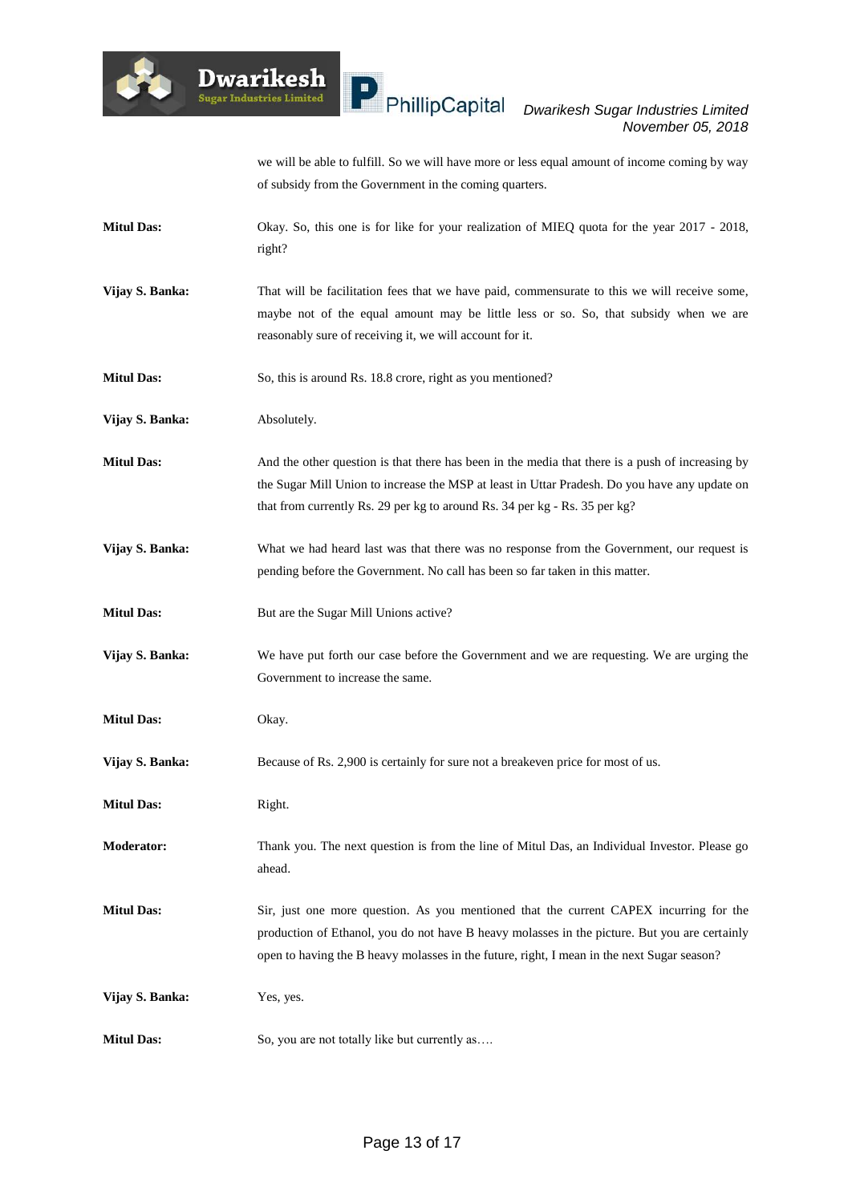we will be able to fulfill. So we will have more or less equal amount of income coming by way of subsidy from the Government in the coming quarters.

**Mitul Das:** Okay. So, this one is for like for your realization of MIEQ quota for the year 2017 - 2018, right?

**Vijay S. Banka:** That will be facilitation fees that we have paid, commensurate to this we will receive some, maybe not of the equal amount may be little less or so. So, that subsidy when we are reasonably sure of receiving it, we will account for it.

**Mitul Das:** So, this is around Rs. 18.8 crore, right as you mentioned?

**Vijay S. Banka:** Absolutely.

**Mitul Das:** And the other question is that there has been in the media that there is a push of increasing by the Sugar Mill Union to increase the MSP at least in Uttar Pradesh. Do you have any update on that from currently Rs. 29 per kg to around Rs. 34 per kg - Rs. 35 per kg?

**Vijay S. Banka:** What we had heard last was that there was no response from the Government, our request is pending before the Government. No call has been so far taken in this matter.

**Mitul Das:** But are the Sugar Mill Unions active?

**Vijay S. Banka:** We have put forth our case before the Government and we are requesting. We are urging the Government to increase the same.

**Mitul Das:** Okay.

**Vijay S. Banka:** Because of Rs. 2,900 is certainly for sure not a breakeven price for most of us.

**Mitul Das:** Right.

**Moderator:** Thank you. The next question is from the line of Mitul Das, an Individual Investor. Please go ahead.

**Mitul Das:** Sir, just one more question. As you mentioned that the current CAPEX incurring for the production of Ethanol, you do not have B heavy molasses in the picture. But you are certainly open to having the B heavy molasses in the future, right, I mean in the next Sugar season?

**Vijay S. Banka:** Yes, yes.

**Mitul Das:** So, you are not totally like but currently as….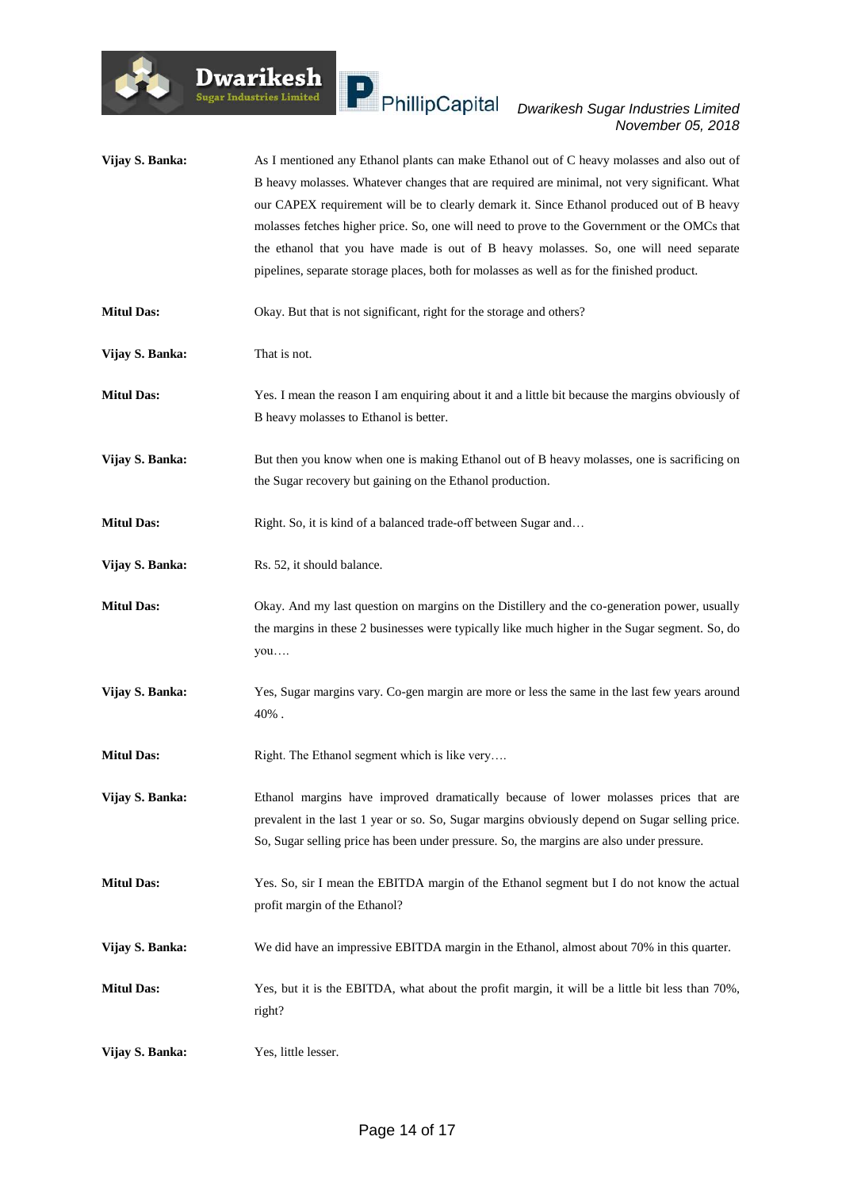**Vijay S. Banka:** As I mentioned any Ethanol plants can make Ethanol out of C heavy molasses and also out of B heavy molasses. Whatever changes that are required are minimal, not very significant. What our CAPEX requirement will be to clearly demark it. Since Ethanol produced out of B heavy molasses fetches higher price. So, one will need to prove to the Government or the OMCs that the ethanol that you have made is out of B heavy molasses. So, one will need separate pipelines, separate storage places, both for molasses as well as for the finished product.

**Mitul Das:** Okay. But that is not significant, right for the storage and others?

**Vijay S. Banka:** That is not.

**Mitul Das:** Yes. I mean the reason I am enquiring about it and a little bit because the margins obviously of B heavy molasses to Ethanol is better.

**Vijay S. Banka:** But then you know when one is making Ethanol out of B heavy molasses, one is sacrificing on the Sugar recovery but gaining on the Ethanol production.

**Mitul Das:** Right. So, it is kind of a balanced trade-off between Sugar and…

**Vijay S. Banka:** Rs. 52, it should balance.

**Mitul Das:** Okay. And my last question on margins on the Distillery and the co-generation power, usually the margins in these 2 businesses were typically like much higher in the Sugar segment. So, do you….

**Vijay S. Banka:** Yes, Sugar margins vary. Co-gen margin are more or less the same in the last few years around 40% .

**Mitul Das:** Right. The Ethanol segment which is like very….

**Vijay S. Banka:** Ethanol margins have improved dramatically because of lower molasses prices that are prevalent in the last 1 year or so. So, Sugar margins obviously depend on Sugar selling price. So, Sugar selling price has been under pressure. So, the margins are also under pressure.

**Mitul Das:** Yes. So, sir I mean the EBITDA margin of the Ethanol segment but I do not know the actual profit margin of the Ethanol?

**Vijay S. Banka:** We did have an impressive EBITDA margin in the Ethanol, almost about 70% in this quarter.

**Mitul Das:** Yes, but it is the EBITDA, what about the profit margin, it will be a little bit less than 70%, right?

**Vijay S. Banka:** Yes, little lesser.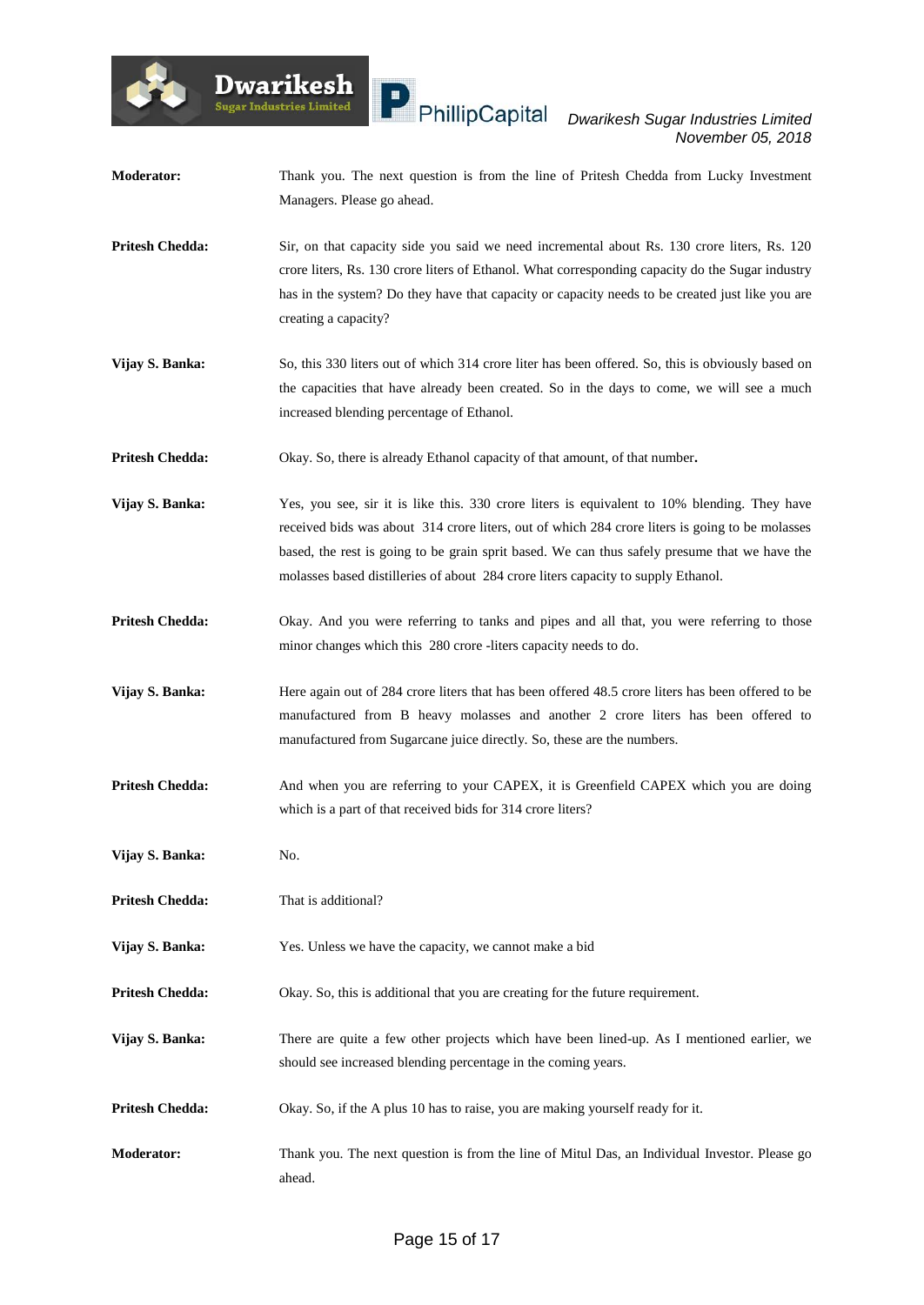**Moderator:** Thank you. The next question is from the line of Pritesh Chedda from Lucky Investment Managers. Please go ahead.

**Pritesh Chedda:** Sir, on that capacity side you said we need incremental about Rs. 130 crore liters, Rs. 120 crore liters, Rs. 130 crore liters of Ethanol. What corresponding capacity do the Sugar industry has in the system? Do they have that capacity or capacity needs to be created just like you are creating a capacity?

**Vijay S. Banka:** So, this 330 liters out of which 314 crore liter has been offered. So, this is obviously based on the capacities that have already been created. So in the days to come, we will see a much increased blending percentage of Ethanol.

**Pritesh Chedda:** Okay. So, there is already Ethanol capacity of that amount, of that number**.**

**Vijay S. Banka:** Yes, you see, sir it is like this. 330 crore liters is equivalent to 10% blending. They have received bids was about 314 crore liters, out of which 284 crore liters is going to be molasses based, the rest is going to be grain sprit based. We can thus safely presume that we have the molasses based distilleries of about 284 crore liters capacity to supply Ethanol.

**Pritesh Chedda:** Okay. And you were referring to tanks and pipes and all that, you were referring to those minor changes which this 280 crore -liters capacity needs to do.

**Vijay S. Banka:** Here again out of 284 crore liters that has been offered 48.5 crore liters has been offered to be manufactured from B heavy molasses and another 2 crore liters has been offered to manufactured from Sugarcane juice directly. So, these are the numbers.

**Pritesh Chedda:** And when you are referring to your CAPEX, it is Greenfield CAPEX which you are doing which is a part of that received bids for 314 crore liters?

**Vijay S. Banka:** No.

**Pritesh Chedda:** That is additional?

**Vijay S. Banka:** Yes. Unless we have the capacity, we cannot make a bid

**Pritesh Chedda:** Okay. So, this is additional that you are creating for the future requirement.

**Vijay S. Banka:** There are quite a few other projects which have been lined-up. As I mentioned earlier, we should see increased blending percentage in the coming years.

**Pritesh Chedda:** Okay. So, if the A plus 10 has to raise, you are making yourself ready for it.

**Moderator:** Thank you. The next question is from the line of Mitul Das, an Individual Investor. Please go ahead.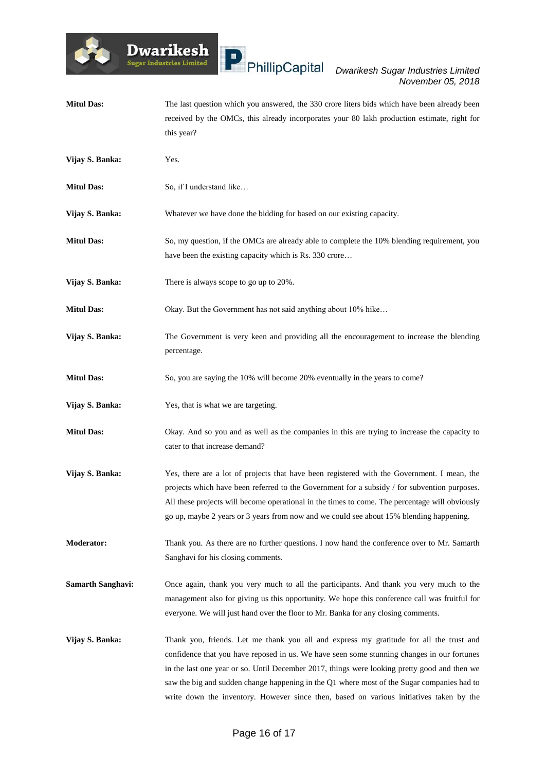**Mitul Das:** The last question which you answered, the 330 crore liters bids which have been already been received by the OMCs, this already incorporates your 80 lakh production estimate, right for this year?

**Vijay S. Banka:** Yes.

**Mitul Das:** So, if I understand like…

**Vijay S. Banka:** Whatever we have done the bidding for based on our existing capacity.

**Mitul Das:** So, my question, if the OMCs are already able to complete the 10% blending requirement, you have been the existing capacity which is Rs. 330 crore…

**Vijay S. Banka:** There is always scope to go up to 20%.

**Mitul Das:** Okay. But the Government has not said anything about 10% hike…

**Vijay S. Banka:** The Government is very keen and providing all the encouragement to increase the blending percentage.

**Mitul Das:** So, you are saying the 10% will become 20% eventually in the years to come?

**Vijay S. Banka:** Yes, that is what we are targeting.

**Mitul Das:** Okay. And so you and as well as the companies in this are trying to increase the capacity to cater to that increase demand?

**Vijay S. Banka:** Yes, there are a lot of projects that have been registered with the Government. I mean, the projects which have been referred to the Government for a subsidy / for subvention purposes. All these projects will become operational in the times to come. The percentage will obviously go up, maybe 2 years or 3 years from now and we could see about 15% blending happening.

**Moderator:** Thank you. As there are no further questions. I now hand the conference over to Mr. Samarth Sanghavi for his closing comments.

**Samarth Sanghavi:** Once again, thank you very much to all the participants. And thank you very much to the management also for giving us this opportunity. We hope this conference call was fruitful for everyone. We will just hand over the floor to Mr. Banka for any closing comments.

**Vijay S. Banka:** Thank you, friends. Let me thank you all and express my gratitude for all the trust and confidence that you have reposed in us. We have seen some stunning changes in our fortunes in the last one year or so. Until December 2017, things were looking pretty good and then we saw the big and sudden change happening in the Q1 where most of the Sugar companies had to write down the inventory. However since then, based on various initiatives taken by the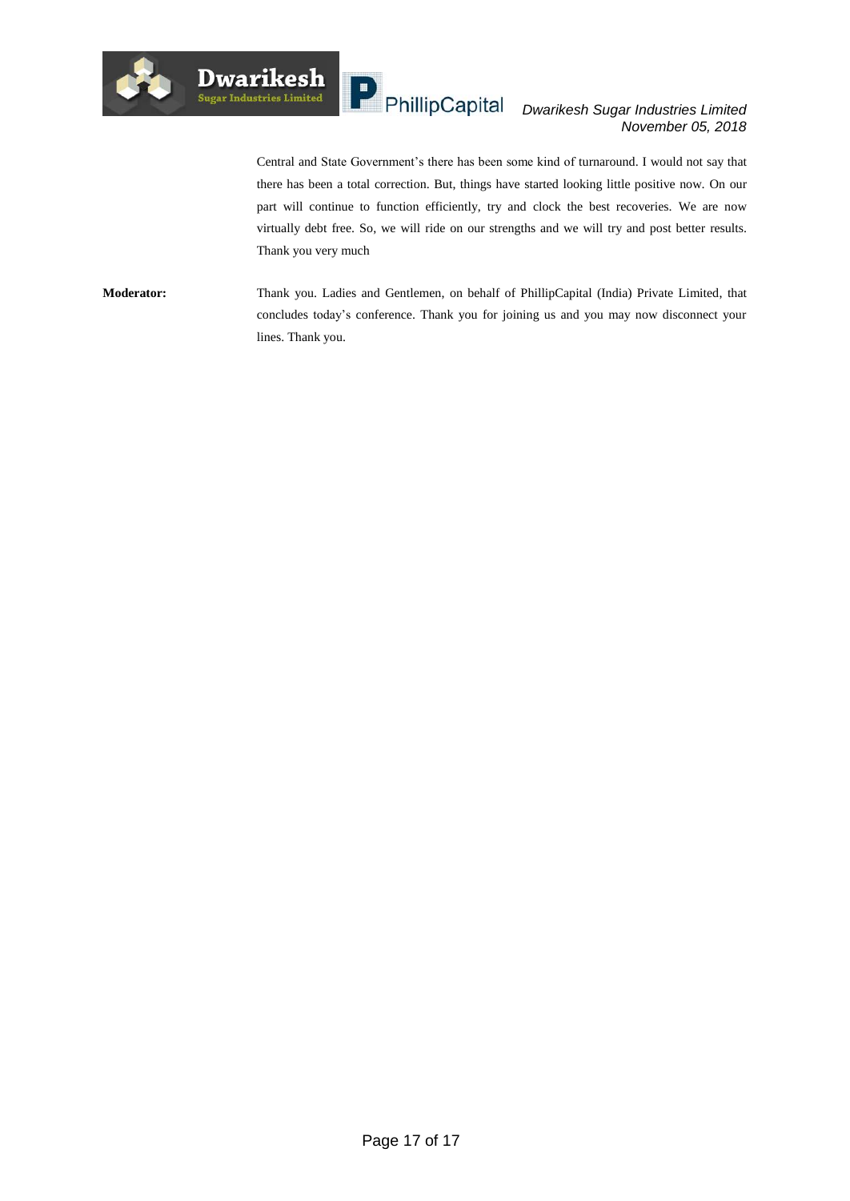Central and State Government's there has been some kind of turnaround. I would not say that there has been a total correction. But, things have started looking little positive now. On our part will continue to function efficiently, try and clock the best recoveries. We are now virtually debt free. So, we will ride on our strengths and we will try and post better results. Thank you very much

**Moderator:** Thank you. Ladies and Gentlemen, on behalf of PhillipCapital (India) Private Limited, that concludes today's conference. Thank you for joining us and you may now disconnect your lines. Thank you.